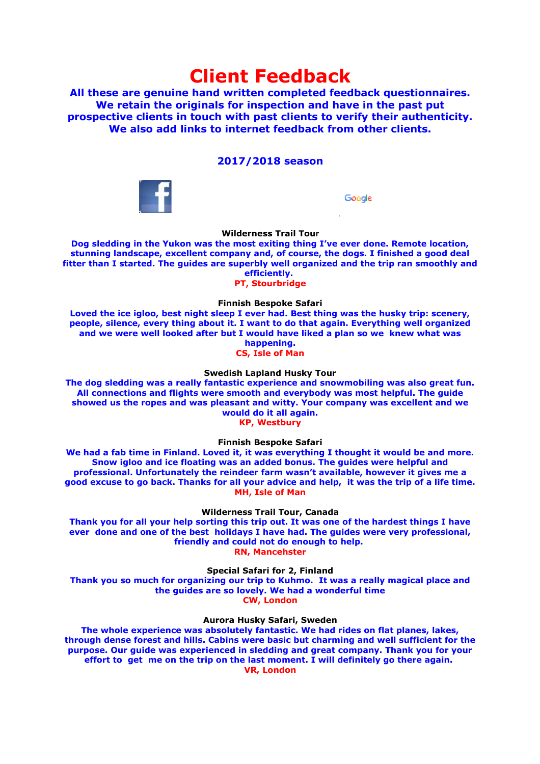# Client Feedback

**All these are genuine hand written completed feedback questionnaires. We retain the originals for inspection and have in the past put prospective clients in touch with past clients to verify their authenticity. We also add links to internet feedback from other clients.**

## 2017/2018 season

**Wilderness Trail Tour**

Dog sledding in the Yukon was the most exiting thing I've ever done. Remote location, stunning landscape, excellent company and, of course, the dogs. I finished a good deal fitter than I started. The guides are superbly well organized and the trip ran smoothly and efficiently.

PT, Stourbridge

**Finnish Bespoke Safari**

Loved the ice igloo, best night sleep I ever had. Best thing was the husky trip: scenery, people, silence, every thing about it. I want to do that again. Everything well organized and we were well looked after but I would have liked a plan so we knew what was happening.

CS, Isle of Man

**Swedish Lapland Husky Tour**

The dog sledding was a really fantastic experience and snowmobiling was also great fun. All connections and flights were smooth and everybody was most helpful. The guide showed us the ropes and was pleasant and witty. Your company was excellent and we would do it all again.

KP, Westbury

**Finnish Bespoke Safari**

We had a fab time in Finland. Loved it, it was everything I thought it would be and more. Snow igloo and ice floating was an added bonus. The guides were helpful and professional. Unfortunately the reindeer farm wasn't available, however it gives me a good excuse to go back. Thanks for all your advice and help, it was the trip of a life time.

MH, Isle of Man

**Wilderness Trail Tour, Canada**

Thank you for all your help sorting this trip out. It was one of the hardest things I have ever done and one of the best holidays I have had. The guides were very professional, friendly and could not do enough to help.

RN, Mancehster

**Special Safari for 2, Finland**

Thank you so much for organizing our trip to Kuhmo. It was a really magical place and the guides are so lovely. We had a wonderful time

CW, London

**Aurora Husky Safari, Sweden**

The whole experience was absolutely fantastic. We had rides on flat planes, lakes, through dense forest and hills. Cabins were basic but charming and well sufficient for the purpose. Our guide was experienced in sledding and great company. Thank you for your effort to get me on the trip on the last moment. I will definitely go there again.

VR, London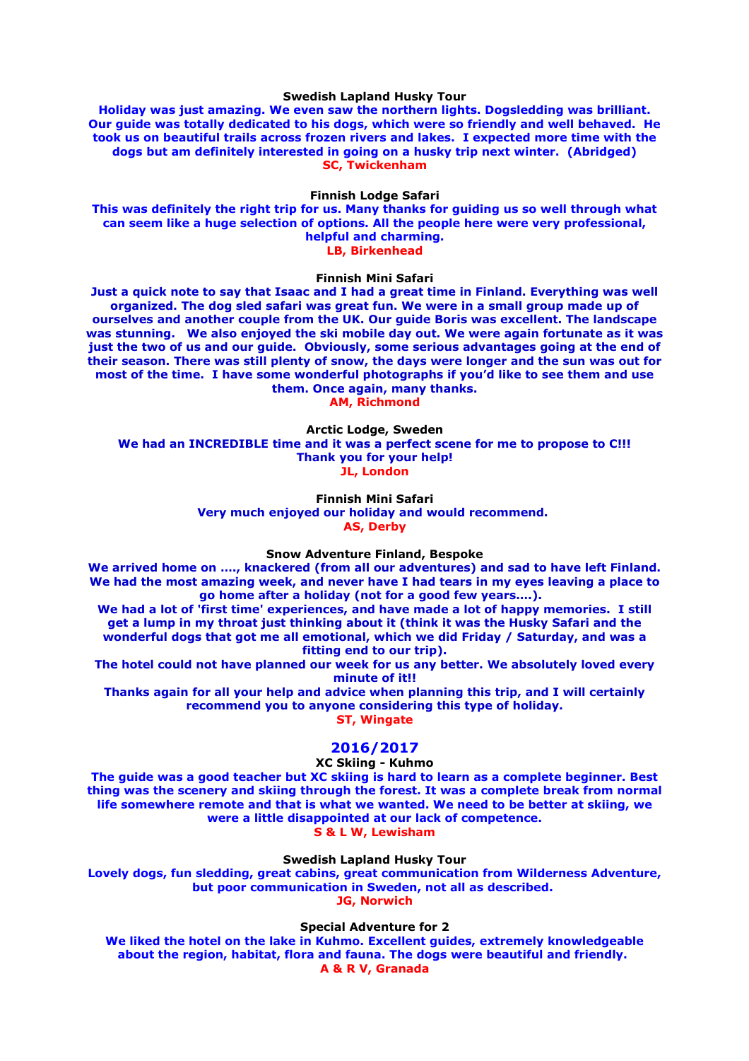**Swedish Lapland Husky Tour**

**Holiday was just amazing. We even saw the northern lights. Dogsledding was brilliant. Our guide was totally dedicated to his dogs, which were so friendly and well behaved. He took us on beautiful trails across frozen rivers and lakes. I expected more time with the dogs but am definitely interested in going on a husky trip next winter. (Abridged)**

**SC, Twickenham**

**Finnish Lodge Safari**

**This was definitely the right trip for us. Many thanks for guiding us so well through what can seem like a huge selection of options. All the people here were very professional, helpful and charming.**

**LB, Birkenhead**

**Finnish Mini Safari**

**Just a quick note to say that Isaac and I had a great time in Finland. Everything was well organized. The dog sled safari was great fun. We were in a small group made up of ourselves and another couple from the UK. Our guide Boris was excellent. The landscape was stunning. We also enjoyed the ski mobile day out. We were again fortunate as it was just the two of us and our guide. Obviously, some serious advantages going at the end of their season. There was still plenty of snow, the days were longer and the sun was out for most of the time. I have some wonderful photographs if you'd like to see them and use them. Once again, many thanks.**

**AM, Richmond**

**Arctic Lodge, Sweden**

**We had an INCREDIBLE time and it was a perfect scene for me to propose to C!!! Thank you for your help!**

**JL, London**

**Finnish Mini Safari**

**Very much enjoyed our holiday and would recommend.**

**AS, Derby**

**Snow Adventure Finland, Bespoke**

**We arrived home on ...., knackered (from all our adventures) and sad to have left Finland. We had the most amazing week, and never have I had tears in my eyes leaving a place to go home after a holiday (not for a good few years....).**

**We had a lot of 'first time' experiences, and have made a lot of happy memories. I still get a lump in my throat just thinking about it (think it was the Husky Safari and the wonderful dogs that got me all emotional, which we did Friday / Saturday, and was a fitting end to our trip).**

**The hotel could not have planned our week for us any better. We absolutely loved every minute of it!!**

**Thanks again for all your help and advice when planning this trip, and I will certainly recommend you to anyone considering this type of holiday.**

**ST, Wingate**

## 2016/2017

**XC Skiing - Kuhmo**

**The guide was a good teacher but XC skiing is hard to learn as a complete beginner. Best thing was the scenery and skiing through the forest. It was a complete break from normal life somewhere remote and that is what we wanted. We need to be better at skiing, we were a little disappointed at our lack of competence.**

**S & L W, Lewisham**

**Swedish Lapland Husky Tour**

**Lovely dogs, fun sledding, great cabins, great communication from Wilderness Adventure, but poor communication in Sweden, not all as described.**

**JG, Norwich**

**Special Adventure for 2**

**We liked the hotel on the lake in Kuhmo. Excellent guides, extremely knowledgeable about the region, habitat, flora and fauna. The dogs were beautiful and friendly.**

**A & R V, Granada**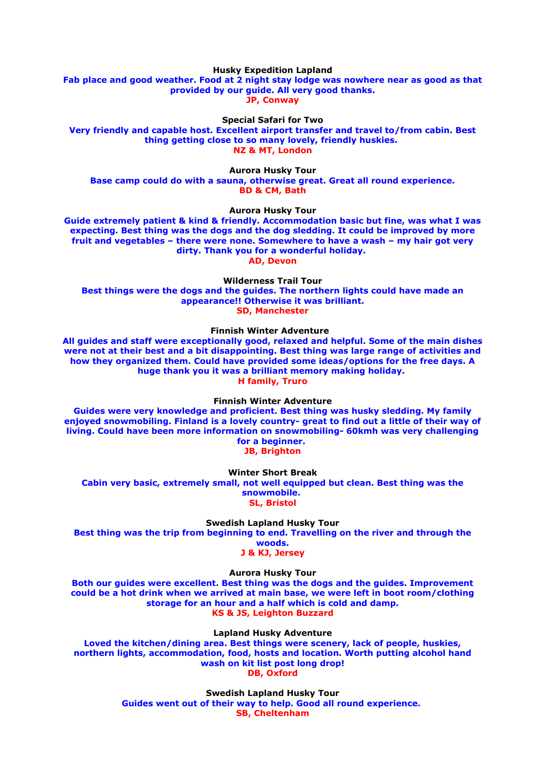**Husky Expedition Lapland**

**Fab place and good weather. Food at 2 night stay lodge was nowhere near as good as that provided by our guide. All very good thanks.**

**JP, Conway**

**Special Safari for Two**

**Very friendly and capable host. Excellent airport transfer and travel to/from cabin. Best thing getting close to so many lovely, friendly huskies.**

**NZ & MT, London**

**Aurora Husky Tour**

**Base camp could do with a sauna, otherwise great. Great all round experience.**

**BD & CM, Bath**

**Aurora Husky Tour**

**Guide extremely patient & kind & friendly. Accommodation basic but fine, was what I was expecting. Best thing was the dogs and the dog sledding. It could be improved by more fruit and vegetables – there were none. Somewhere to have a wash – my hair got very dirty. Thank you for a wonderful holiday.**

**AD, Devon**

**Wilderness Trail Tour**

**Best things were the dogs and the guides. The northern lights could have made an appearance!! Otherwise it was brilliant.**

**SD, Manchester**

**Finnish Winter Adventure**

**All guides and staff were exceptionally good, relaxed and helpful. Some of the main dishes were not at their best and a bit disappointing. Best thing was large range of activities and how they organized them. Could have provided some ideas/options for the free days. A huge thank you it was a brilliant memory making holiday.**

**H family, Truro**

**Finnish Winter Adventure**

**Guides were very knowledge and proficient. Best thing was husky sledding. My family enjoyed snowmobiling. Finland is a lovely country- great to find out a little of their way of living. Could have been more information on snowmobiling- 60kmh was very challenging for a beginner.**

**JB, Brighton**

**Winter Short Break**

**Cabin very basic, extremely small, not well equipped but clean. Best thing was the snowmobile.**

**SL, Bristol**

**Swedish Lapland Husky Tour**

**Best thing was the trip from beginning to end. Travelling on the river and through the woods.**

**J & KJ, Jersey**

**Aurora Husky Tour**

**Both our guides were excellent. Best thing was the dogs and the guides. Improvement could be a hot drink when we arrived at main base, we were left in boot room/clothing storage for an hour and a half which is cold and damp.**

**KS & JS, Leighton Buzzard**

**Lapland Husky Adventure**

**Loved the kitchen/dining area. Best things were scenery, lack of people, huskies, northern lights, accommodation, food, hosts and location. Worth putting alcohol hand wash on kit list post long drop!**

**DB, Oxford**

**Swedish Lapland Husky Tour**

**Guides went out of their way to help. Good all round experience.**

**SB, Cheltenham**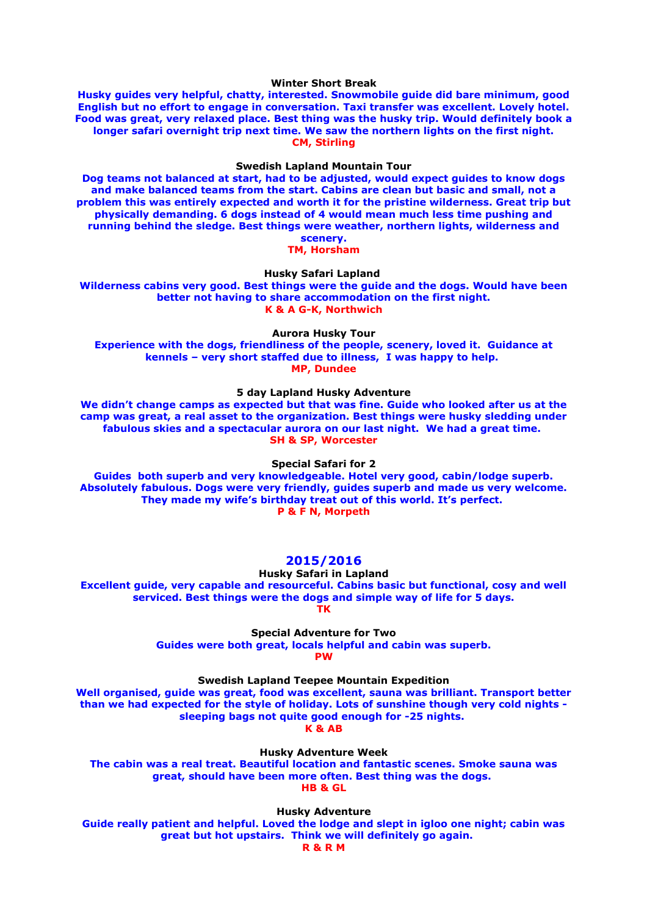**Winter Short Break**

**Husky guides very helpful, chatty, interested. Snowmobile guide did bare minimum, good English but no effort to engage in conversation. Taxi transfer was excellent. Lovely hotel. Food was great, very relaxed place. Best thing was the husky trip. Would definitely book a longer safari overnight trip next time. We saw the northern lights on the first night.**

**CM, Stirling**

**Swedish Lapland Mountain Tour**

**Dog teams not balanced at start, had to be adjusted, would expect guides to know dogs and make balanced teams from the start. Cabins are clean but basic and small, not a problem this was entirely expected and worth it for the pristine wilderness. Great trip but physically demanding. 6 dogs instead of 4 would mean much less time pushing and running behind the sledge. Best things were weather, northern lights, wilderness and scenery.**

**TM, Horsham**

**Husky Safari Lapland**

**Wilderness cabins very good. Best things were the guide and the dogs. Would have been better not having to share accommodation on the first night.**

**K & A G-K, Northwich**

**Aurora Husky Tour**

**Experience with the dogs, friendliness of the people, scenery, loved it. Guidance at kennels – very short staffed due to illness, I was happy to help.**

**MP, Dundee**

**5 day Lapland Husky Adventure**

**We didn't change camps as expected but that was fine. Guide who looked after us at the camp was great, a real asset to the organization. Best things were husky sledding under fabulous skies and a spectacular aurora on our last night. We had a great time.**

**SH & SP, Worcester**

**Special Safari for 2**

**Guides both superb and very knowledgeable. Hotel very good, cabin/lodge superb. Absolutely fabulous. Dogs were very friendly, guides superb and made us very welcome. They made my wife's birthday treat out of this world. It's perfect.**

**P & F N, Morpeth**

## 2015/2016

**Husky Safari in Lapland**

**Excellent guide, very capable and resourceful. Cabins basic but functional, cosy and well serviced. Best things were the dogs and simple way of life for 5 days.**

**TK**

**Special Adventure for Two**

**Guides were both great, locals helpful and cabin was superb.**

**PW**

**Swedish Lapland Teepee Mountain Expedition**

**Well organised, guide was great, food was excellent, sauna was brilliant. Transport better than we had expected for the style of holiday. Lots of sunshine though very cold nights - sleeping bags not quite good enough for -25 nights.**

**K & AB**

**Husky Adventure Week**

**The cabin was a real treat. Beautiful location and fantastic scenes. Smoke sauna was great, should have been more often. Best thing was the dogs.**

**HB & GL**

**Husky Adventure**

**Guide really patient and helpful. Loved the lodge and slept in igloo one night; cabin was great but hot upstairs. Think we will definitely go again.**

**R & R M**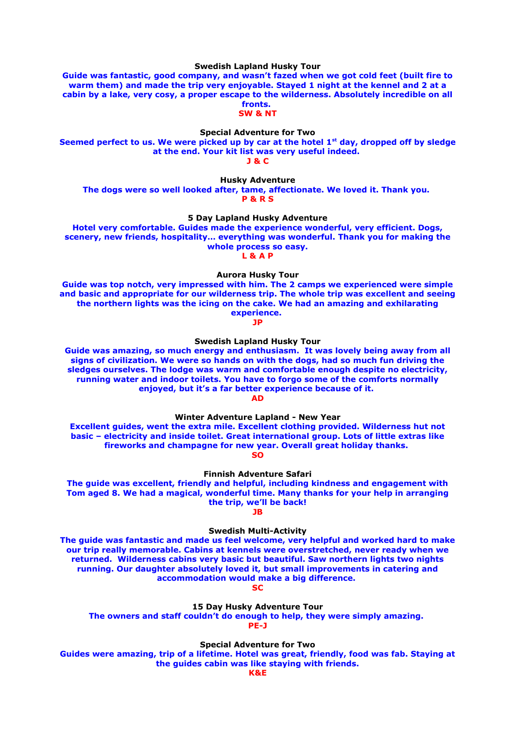**Swedish Lapland Husky Tour**

**Guide was fantastic, good company, and wasn't fazed when we got cold feet (built fire to warm them) and made the trip very enjoyable. Stayed 1 night at the kennel and 2 at a cabin by a lake, very cosy, a proper escape to the wilderness. Absolutely incredible on all fronts.**

**SW & NT**

**Special Adventure for Two**

**Seemed perfect to us. We were picked up by car at the hotel 1st day, dropped off by sledge at the end. Your kit list was very useful indeed.**

**J & C**

**Husky Adventure**

**The dogs were so well looked after, tame, affectionate. We loved it. Thank you.**

**P & R S**

**5 Day Lapland Husky Adventure**

**Hotel very comfortable. Guides made the experience wonderful, very efficient. Dogs, scenery, new friends, hospitality… everything was wonderful. Thank you for making the whole process so easy.**

**L & A P**

**Aurora Husky Tour**

**Guide was top notch, very impressed with him. The 2 camps we experienced were simple and basic and appropriate for our wilderness trip. The whole trip was excellent and seeing the northern lights was the icing on the cake. We had an amazing and exhilarating experience.**

**JP**

**Swedish Lapland Husky Tour**

**Guide was amazing, so much energy and enthusiasm. It was lovely being away from all signs of civilization. We were so hands on with the dogs, had so much fun driving the sledges ourselves. The lodge was warm and comfortable enough despite no electricity, running water and indoor toilets. You have to forgo some of the comforts normally enjoyed, but it's a far better experience because of it.**

**AD**

**Winter Adventure Lapland - New Year**

**Excellent guides, went the extra mile. Excellent clothing provided. Wilderness hut not basic – electricity and inside toilet. Great international group. Lots of little extras like fireworks and champagne for new year. Overall great holiday thanks.**

**SO**

**Finnish Adventure Safari**

**The guide was excellent, friendly and helpful, including kindness and engagement with Tom aged 8. We had a magical, wonderful time. Many thanks for your help in arranging the trip, we'll be back!**

**JB**

**Swedish Multi-Activity**

**The guide was fantastic and made us feel welcome, very helpful and worked hard to make our trip really memorable. Cabins at kennels were overstretched, never ready when we returned. Wilderness cabins very basic but beautiful. Saw northern lights two nights running. Our daughter absolutely loved it, but small improvements in catering and accommodation would make a big difference.**

**SC**

**15 Day Husky Adventure Tour**

**The owners and staff couldn't do enough to help, they were simply amazing.**

**PE-J**

**Special Adventure for Two**

**Guides were amazing, trip of a lifetime. Hotel was great, friendly, food was fab. Staying at the guides cabin was like staying with friends.**

**K&E**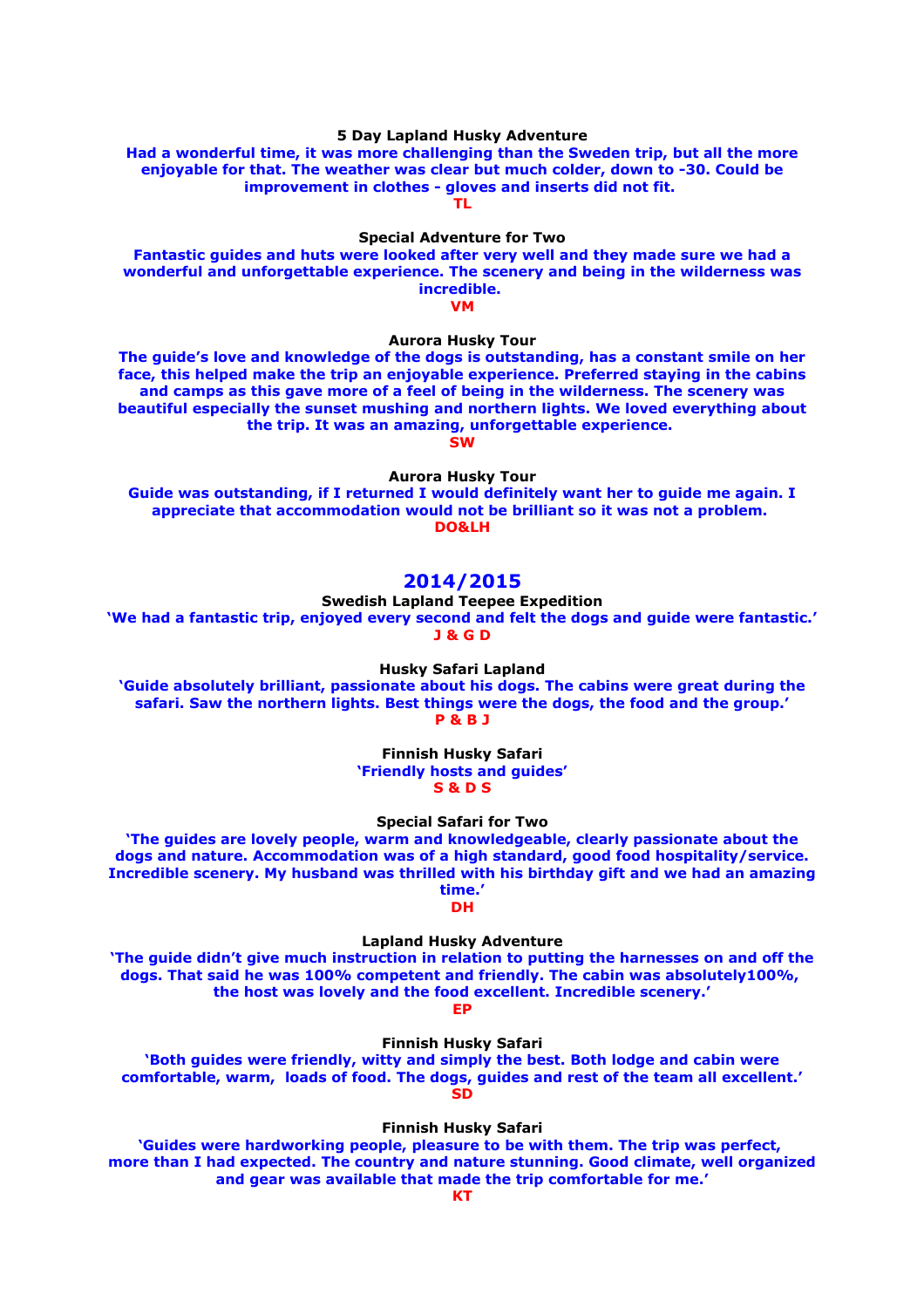**5 Day Lapland Husky Adventure**

**Had a wonderful time, it was more challenging than the Sweden trip, but all the more enjoyable for that. The weather was clear but much colder, down to -30. Could be improvement in clothes - gloves and inserts did not fit.**

**TL**

**Special Adventure for Two**

**Fantastic guides and huts were looked after very well and they made sure we had a wonderful and unforgettable experience. The scenery and being in the wilderness was incredible.**

**VM**

**Aurora Husky Tour**

**The guide's love and knowledge of the dogs is outstanding, has a constant smile on her face, this helped make the trip an enjoyable experience. Preferred staying in the cabins and camps as this gave more of a feel of being in the wilderness. The scenery was beautiful especially the sunset mushing and northern lights. We loved everything about the trip. It was an amazing, unforgettable experience.**

**SW**

**Aurora Husky Tour**

**Guide was outstanding, if I returned I would definitely want her to guide me again. I appreciate that accommodation would not be brilliant so it was not a problem.**

**DO&LH**

## 2014/2015

**Swedish Lapland Teepee Expedition**

**'We had a fantastic trip, enjoyed every second and felt the dogs and guide were fantastic.'**

**J & G D**

**Husky Safari Lapland**

**'Guide absolutely brilliant, passionate about his dogs. The cabins were great during the safari. Saw the northern lights. Best things were the dogs, the food and the group.'**

**P & B J**

**Finnish Husky Safari**

**'Friendly hosts and guides'**

**S & D S**

**Special Safari for Two**

**'The guides are lovely people, warm and knowledgeable, clearly passionate about the dogs and nature. Accommodation was of a high standard, good food hospitality/service. Incredible scenery. My husband was thrilled with his birthday gift and we had an amazing time.'**

**DH**

**Lapland Husky Adventure**

**'The guide didn't give much instruction in relation to putting the harnesses on and off the dogs. That said he was 100% competent and friendly. The cabin was absolutely100%, the host was lovely and the food excellent. Incredible scenery.'**

**EP**

**Finnish Husky Safari**

**'Both guides were friendly, witty and simply the best. Both lodge and cabin were comfortable, warm, loads of food. The dogs, guides and rest of the team all excellent.'**

**SD**

**Finnish Husky Safari**

**'Guides were hardworking people, pleasure to be with them. The trip was perfect, more than I had expected. The country and nature stunning. Good climate, well organized and gear was available that made the trip comfortable for me.'**

**KT**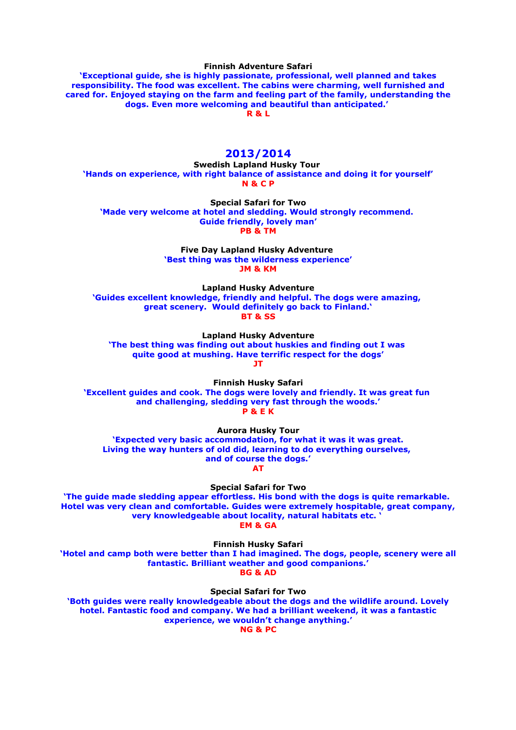**Finnish Adventure Safari**

**'Exceptional guide, she is highly passionate, professional, well planned and takes responsibility. The food was excellent. The cabins were charming, well furnished and cared for. Enjoyed staying on the farm and feeling part of the family, understanding the dogs. Even more welcoming and beautiful than anticipated.'**

**R & L**

## 2013/2014

**Swedish Lapland Husky Tour**

**'Hands on experience, with right balance of assistance and doing it for yourself'**

**N & C P**

**Special Safari for Two**

**'Made very welcome at hotel and sledding. Would strongly recommend. Guide friendly, lovely man'**

**PB & TM**

**Five Day Lapland Husky Adventure**

**'Best thing was the wilderness experience'**

**JM & KM**

**Lapland Husky Adventure**

**'Guides excellent knowledge, friendly and helpful. The dogs were amazing, great scenery. Would definitely go back to Finland.'**

**BT & SS**

**Lapland Husky Adventure**

**'The best thing was finding out about huskies and finding out I was quite good at mushing. Have terrific respect for the dogs'**

**JT**

**Finnish Husky Safari**

**'Excellent guides and cook. The dogs were lovely and friendly. It was great fun and challenging, sledding very fast through the woods.'**

**P & E K**

**Aurora Husky Tour**

**'Expected very basic accommodation, for what it was it was great. Living the way hunters of old did, learning to do everything ourselves, and of course the dogs.'**

**AT**

**Special Safari for Two**

**'The guide made sledding appear effortless. His bond with the dogs is quite remarkable. Hotel was very clean and comfortable. Guides were extremely hospitable, great company, very knowledgeable about locality, natural habitats etc. '**

**EM & GA**

**Finnish Husky Safari**

**'Hotel and camp both were better than I had imagined. The dogs, people, scenery were all fantastic. Brilliant weather and good companions.'**

**BG & AD**

**Special Safari for Two**

**'Both guides were really knowledgeable about the dogs and the wildlife around. Lovely hotel. Fantastic food and company. We had a brilliant weekend, it was a fantastic experience, we wouldn't change anything.'**

**NG & PC**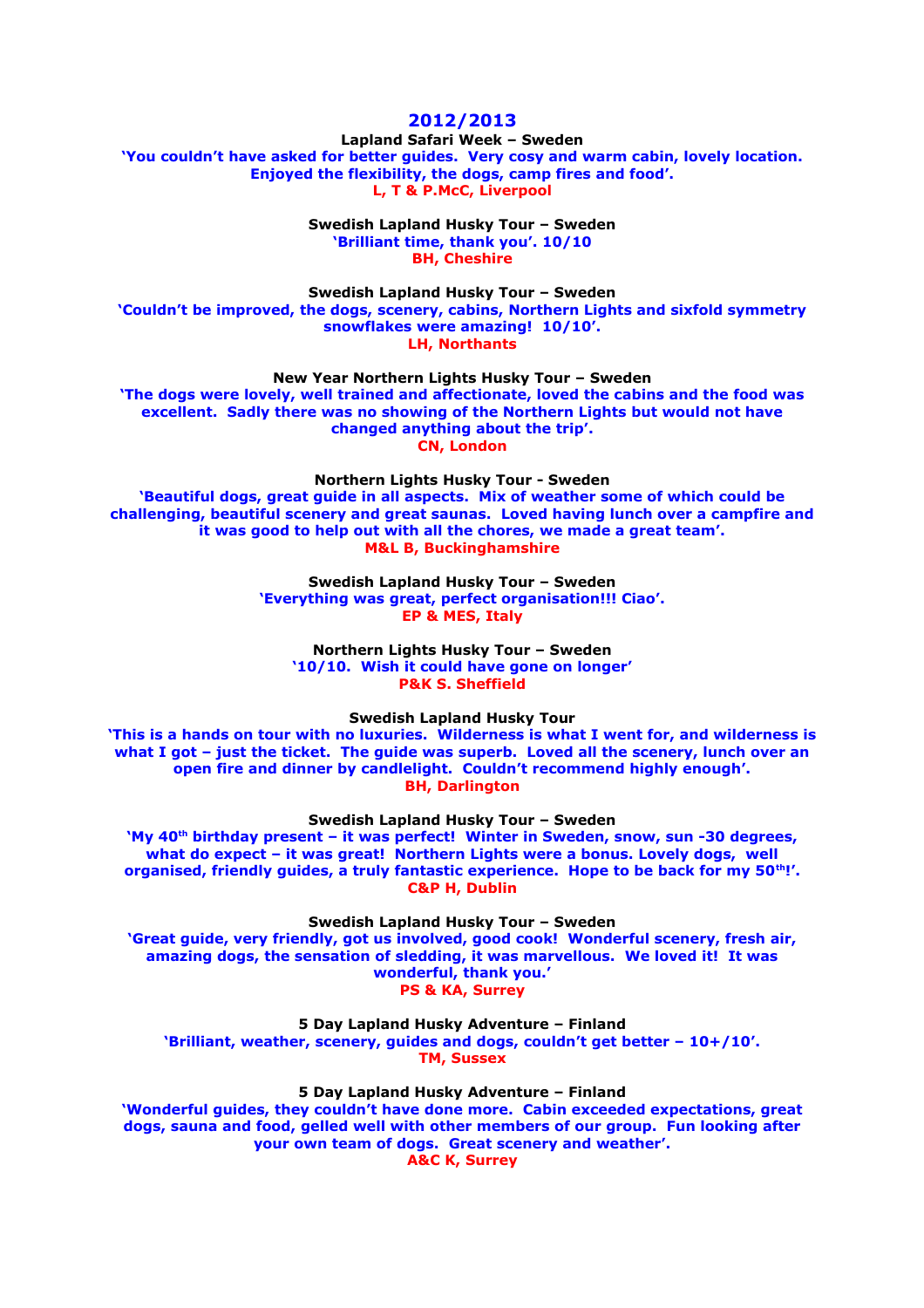## 2012/2013

**Lapland Safari Week – Sweden**

**'You couldn't have asked for better guides. Very cosy and warm cabin, lovely location. Enjoyed the flexibility, the dogs, camp fires and food'.**

**L, T & P.McC, Liverpool**

**Swedish Lapland Husky Tour – Sweden**

**'Brilliant time, thank you'. 10/10**

**BH, Cheshire**

**Swedish Lapland Husky Tour – Sweden**

**'Couldn't be improved, the dogs, scenery, cabins, Northern Lights and sixfold symmetry snowflakes were amazing! 10/10'.**

**LH, Northants**

**New Year Northern Lights Husky Tour – Sweden**

**'The dogs were lovely, well trained and affectionate, loved the cabins and the food was excellent. Sadly there was no showing of the Northern Lights but would not have changed anything about the trip'.**

**CN, London**

**Northern Lights Husky Tour - Sweden**

**'Beautiful dogs, great guide in all aspects. Mix of weather some of which could be challenging, beautiful scenery and great saunas. Loved having lunch over a campfire and it was good to help out with all the chores, we made a great team'.**

**M&L B, Buckinghamshire**

**Swedish Lapland Husky Tour – Sweden**

**'Everything was great, perfect organisation!!! Ciao'.**

**EP & MES, Italy**

**Northern Lights Husky Tour – Sweden**

**'10/10. Wish it could have gone on longer'**

**P&K S. Sheffield**

**Swedish Lapland Husky Tour**

**'This is a hands on tour with no luxuries. Wilderness is what I went for, and wilderness is what I got – just the ticket. The guide was superb. Loved all the scenery, lunch over an open fire and dinner by candlelight. Couldn't recommend highly enough'.**

**BH, Darlington**

**Swedish Lapland Husky Tour – Sweden**

**'My 40th birthday present – it was perfect! Winter in Sweden, snow, sun -30 degrees, what do expect – it was great! Northern Lights were a bonus. Lovely dogs, well organised, friendly guides, a truly fantastic experience. Hope to be back for my 50th!'.**

**C&P H, Dublin**

**Swedish Lapland Husky Tour – Sweden**

**'Great guide, very friendly, got us involved, good cook! Wonderful scenery, fresh air, amazing dogs, the sensation of sledding, it was marvellous. We loved it! It was wonderful, thank you.'**

**PS & KA, Surrey**

**5 Day Lapland Husky Adventure – Finland**

**'Brilliant, weather, scenery, guides and dogs, couldn't get better – 10+/10'.**

**TM, Sussex**

**5 Day Lapland Husky Adventure – Finland**

**'Wonderful guides, they couldn't have done more. Cabin exceeded expectations, great dogs, sauna and food, gelled well with other members of our group. Fun looking after your own team of dogs. Great scenery and weather'.**

**A&C K, Surrey**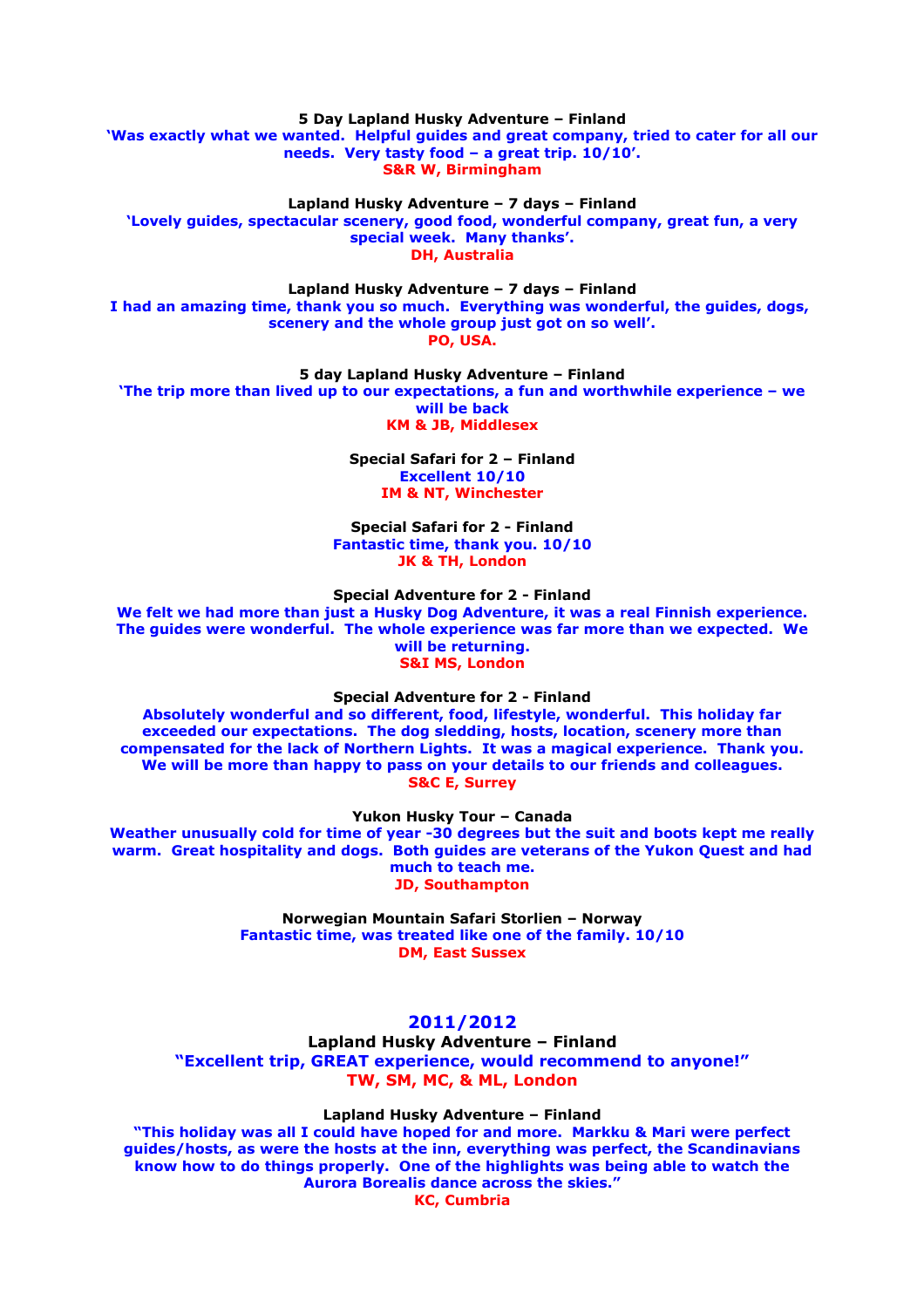**5 Day Lapland Husky Adventure – Finland**
**'Was exactly what we wanted. Helpful guides and great company, tried to cater for all our needs. Very tasty food – a great trip. 10/10'.**
**S&R W, Birmingham**

**Lapland Husky Adventure – 7 days – Finland**
**'Lovely guides, spectacular scenery, good food, wonderful company, great fun, a very special week. Many thanks'.**
**DH, Australia**

**Lapland Husky Adventure – 7 days – Finland**
**I had an amazing time, thank you so much. Everything was wonderful, the guides, dogs, scenery and the whole group just got on so well'.**
**PO, USA.**

**5 day Lapland Husky Adventure – Finland**
**'The trip more than lived up to our expectations, a fun and worthwhile experience – we will be back**
**KM & JB, Middlesex**

**Special Safari for 2 – Finland**
**Excellent 10/10**
**IM & NT, Winchester**

**Special Safari for 2 - Finland**
**Fantastic time, thank you. 10/10**
**JK & TH, London**

**Special Adventure for 2 - Finland**
**We felt we had more than just a Husky Dog Adventure, it was a real Finnish experience. The guides were wonderful. The whole experience was far more than we expected. We will be returning.**
**S&I MS, London**

**Special Adventure for 2 - Finland**
**Absolutely wonderful and so different, food, lifestyle, wonderful. This holiday far exceeded our expectations. The dog sledding, hosts, location, scenery more than compensated for the lack of Northern Lights. It was a magical experience. Thank you. We will be more than happy to pass on your details to our friends and colleagues.**
**S&C E, Surrey**

**Yukon Husky Tour – Canada**
**Weather unusually cold for time of year -30 degrees but the suit and boots kept me really warm. Great hospitality and dogs. Both guides are veterans of the Yukon Quest and had much to teach me.**
**JD, Southampton**

**Norwegian Mountain Safari Storlien – Norway**
**Fantastic time, was treated like one of the family. 10/10**
**DM, East Sussex**

## 2011/2012

**Lapland Husky Adventure – Finland**
**"Excellent trip, GREAT experience, would recommend to anyone!"**
**TW, SM, MC, & ML, London**

**Lapland Husky Adventure – Finland**
**"This holiday was all I could have hoped for and more. Markku & Mari were perfect guides/hosts, as were the hosts at the inn, everything was perfect, the Scandinavians know how to do things properly. One of the highlights was being able to watch the Aurora Borealis dance across the skies."**
**KC, Cumbria**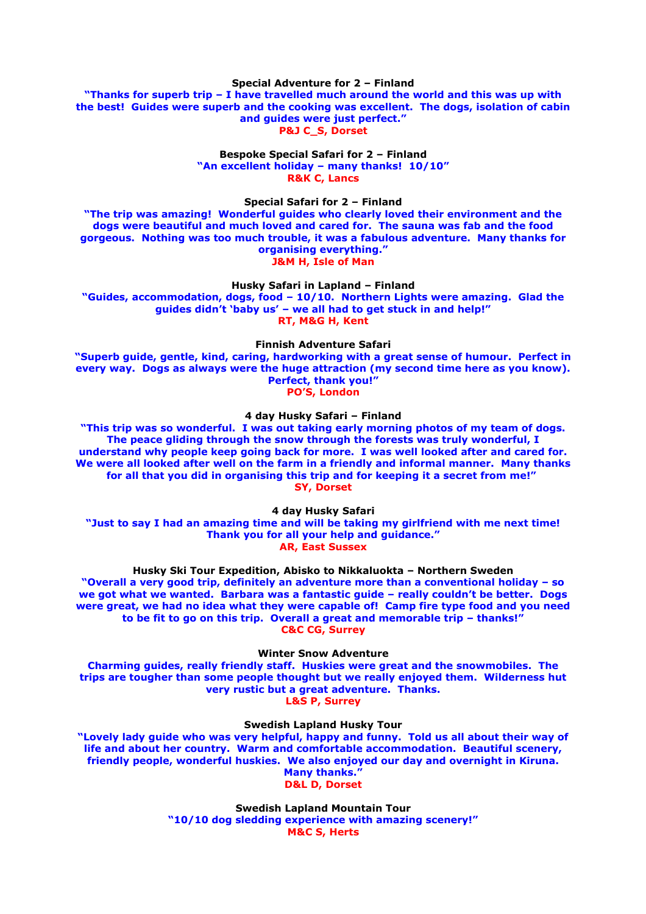**Special Adventure for 2 – Finland**

**"Thanks for superb trip – I have travelled much around the world and this was up with the best! Guides were superb and the cooking was excellent. The dogs, isolation of cabin and guides were just perfect."**

**P&J C_S, Dorset**

**Bespoke Special Safari for 2 – Finland**

**"An excellent holiday – many thanks! 10/10"**

**R&K C, Lancs**

**Special Safari for 2 – Finland**

**"The trip was amazing! Wonderful guides who clearly loved their environment and the dogs were beautiful and much loved and cared for. The sauna was fab and the food gorgeous. Nothing was too much trouble, it was a fabulous adventure. Many thanks for organising everything."**

**J&M H, Isle of Man**

**Husky Safari in Lapland – Finland**

**"Guides, accommodation, dogs, food – 10/10. Northern Lights were amazing. Glad the guides didn't 'baby us' – we all had to get stuck in and help!"**

**RT, M&G H, Kent**

**Finnish Adventure Safari**

**"Superb guide, gentle, kind, caring, hardworking with a great sense of humour. Perfect in every way. Dogs as always were the huge attraction (my second time here as you know). Perfect, thank you!"**

**PO'S, London**

**4 day Husky Safari – Finland**

**"This trip was so wonderful. I was out taking early morning photos of my team of dogs. The peace gliding through the snow through the forests was truly wonderful, I understand why people keep going back for more. I was well looked after and cared for. We were all looked after well on the farm in a friendly and informal manner. Many thanks for all that you did in organising this trip and for keeping it a secret from me!"**

**SY, Dorset**

**4 day Husky Safari**

**"Just to say I had an amazing time and will be taking my girlfriend with me next time! Thank you for all your help and guidance."**

**AR, East Sussex**

**Husky Ski Tour Expedition, Abisko to Nikkaluokta – Northern Sweden**

**"Overall a very good trip, definitely an adventure more than a conventional holiday – so we got what we wanted. Barbara was a fantastic guide – really couldn't be better. Dogs were great, we had no idea what they were capable of! Camp fire type food and you need to be fit to go on this trip. Overall a great and memorable trip – thanks!"**

**C&C CG, Surrey**

**Winter Snow Adventure**

**Charming guides, really friendly staff. Huskies were great and the snowmobiles. The trips are tougher than some people thought but we really enjoyed them. Wilderness hut very rustic but a great adventure. Thanks.**

**L&S P, Surrey**

**Swedish Lapland Husky Tour**

**"Lovely lady guide who was very helpful, happy and funny. Told us all about their way of life and about her country. Warm and comfortable accommodation. Beautiful scenery, friendly people, wonderful huskies. We also enjoyed our day and overnight in Kiruna. Many thanks."**

**D&L D, Dorset**

**Swedish Lapland Mountain Tour**

**"10/10 dog sledding experience with amazing scenery!"**

**M&C S, Herts**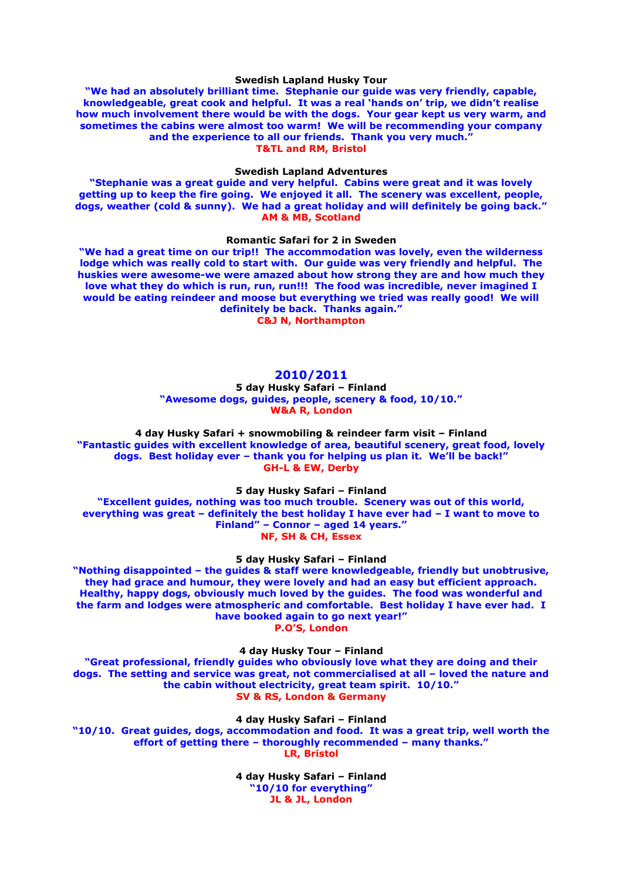**Swedish Lapland Husky Tour**

**"We had an absolutely brilliant time. Stephanie our guide was very friendly, capable, knowledgeable, great cook and helpful. It was a real 'hands on' trip, we didn't realise how much involvement there would be with the dogs. Your gear kept us very warm, and sometimes the cabins were almost too warm! We will be recommending your company and the experience to all our friends. Thank you very much."**

**T&TL and RM, Bristol**

**Swedish Lapland Adventures**

**"Stephanie was a great guide and very helpful. Cabins were great and it was lovely getting up to keep the fire going. We enjoyed it all. The scenery was excellent, people, dogs, weather (cold & sunny). We had a great holiday and will definitely be going back."**

**AM & MB, Scotland**

**Romantic Safari for 2 in Sweden**

**"We had a great time on our trip!! The accommodation was lovely, even the wilderness lodge which was really cold to start with. Our guide was very friendly and helpful. The huskies were awesome-we were amazed about how strong they are and how much they love what they do which is run, run, run!!! The food was incredible, never imagined I would be eating reindeer and moose but everything we tried was really good! We will definitely be back. Thanks again."**

**C&J N, Northampton**

## 2010/2011

**5 day Husky Safari – Finland**

**"Awesome dogs, guides, people, scenery & food, 10/10."**

**W&A R, London**

**4 day Husky Safari + snowmobiling & reindeer farm visit – Finland**

**"Fantastic guides with excellent knowledge of area, beautiful scenery, great food, lovely dogs. Best holiday ever – thank you for helping us plan it. We'll be back!"**

**GH-L & EW, Derby**

**5 day Husky Safari – Finland**

**"Excellent guides, nothing was too much trouble. Scenery was out of this world, everything was great – definitely the best holiday I have ever had – I want to move to Finland" – Connor – aged 14 years."**

**NF, SH & CH, Essex**

**5 day Husky Safari – Finland**

**"Nothing disappointed – the guides & staff were knowledgeable, friendly but unobtrusive, they had grace and humour, they were lovely and had an easy but efficient approach. Healthy, happy dogs, obviously much loved by the guides. The food was wonderful and the farm and lodges were atmospheric and comfortable. Best holiday I have ever had. I have booked again to go next year!"**

**P.O'S, London**

**4 day Husky Tour – Finland**

**"Great professional, friendly guides who obviously love what they are doing and their dogs. The setting and service was great, not commercialised at all – loved the nature and the cabin without electricity, great team spirit. 10/10."**

**SV & RS, London & Germany**

**4 day Husky Safari – Finland**

**"10/10. Great guides, dogs, accommodation and food. It was a great trip, well worth the effort of getting there – thoroughly recommended – many thanks."**

**LR, Bristol**

**4 day Husky Safari – Finland**

**"10/10 for everything"**

**JL & JL, London**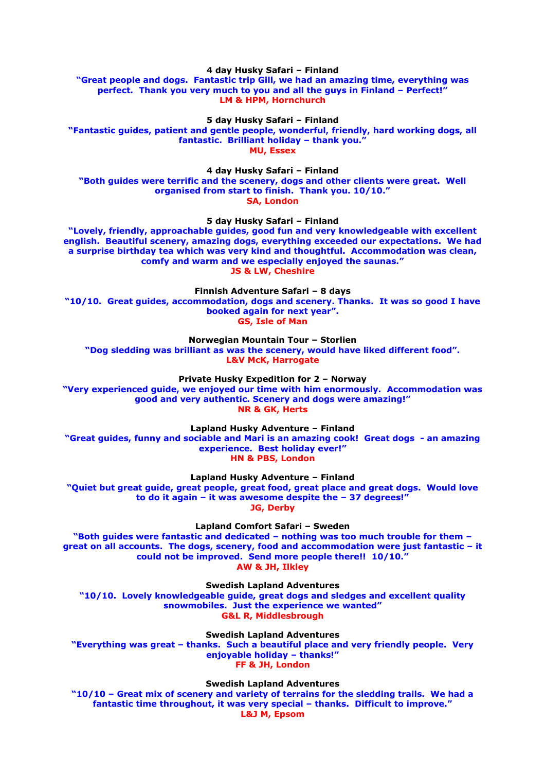**4 day Husky Safari – Finland**

**"Great people and dogs. Fantastic trip Gill, we had an amazing time, everything was perfect. Thank you very much to you and all the guys in Finland – Perfect!"**

**LM & HPM, Hornchurch**

**5 day Husky Safari – Finland**

**"Fantastic guides, patient and gentle people, wonderful, friendly, hard working dogs, all fantastic. Brilliant holiday – thank you."**

**MU, Essex**

**4 day Husky Safari – Finland**

**"Both guides were terrific and the scenery, dogs and other clients were great. Well organised from start to finish. Thank you. 10/10."**

**SA, London**

**5 day Husky Safari – Finland**

**"Lovely, friendly, approachable guides, good fun and very knowledgeable with excellent english. Beautiful scenery, amazing dogs, everything exceeded our expectations. We had a surprise birthday tea which was very kind and thoughtful. Accommodation was clean, comfy and warm and we especially enjoyed the saunas."**

**JS & LW, Cheshire**

**Finnish Adventure Safari – 8 days**

**"10/10. Great guides, accommodation, dogs and scenery. Thanks. It was so good I have booked again for next year".**

**GS, Isle of Man**

**Norwegian Mountain Tour – Storlien**

**"Dog sledding was brilliant as was the scenery, would have liked different food".**

**L&V McK, Harrogate**

**Private Husky Expedition for 2 – Norway**

**"Very experienced guide, we enjoyed our time with him enormously. Accommodation was good and very authentic. Scenery and dogs were amazing!"**

**NR & GK, Herts**

**Lapland Husky Adventure – Finland**

**"Great guides, funny and sociable and Mari is an amazing cook! Great dogs - an amazing experience. Best holiday ever!"**

**HN & PBS, London**

**Lapland Husky Adventure – Finland**

**"Quiet but great guide, great people, great food, great place and great dogs. Would love to do it again – it was awesome despite the – 37 degrees!"**

**JG, Derby**

**Lapland Comfort Safari – Sweden**

**"Both guides were fantastic and dedicated – nothing was too much trouble for them – great on all accounts. The dogs, scenery, food and accommodation were just fantastic – it could not be improved. Send more people there!! 10/10."**

**AW & JH, Ilkley**

**Swedish Lapland Adventures**

**"10/10. Lovely knowledgeable guide, great dogs and sledges and excellent quality snowmobiles. Just the experience we wanted"**

**G&L R, Middlesbrough**

**Swedish Lapland Adventures**

**"Everything was great – thanks. Such a beautiful place and very friendly people. Very enjoyable holiday – thanks!"**

**FF & JH, London**

**Swedish Lapland Adventures**

**"10/10 – Great mix of scenery and variety of terrains for the sledding trails. We had a fantastic time throughout, it was very special – thanks. Difficult to improve."**

**L&J M, Epsom**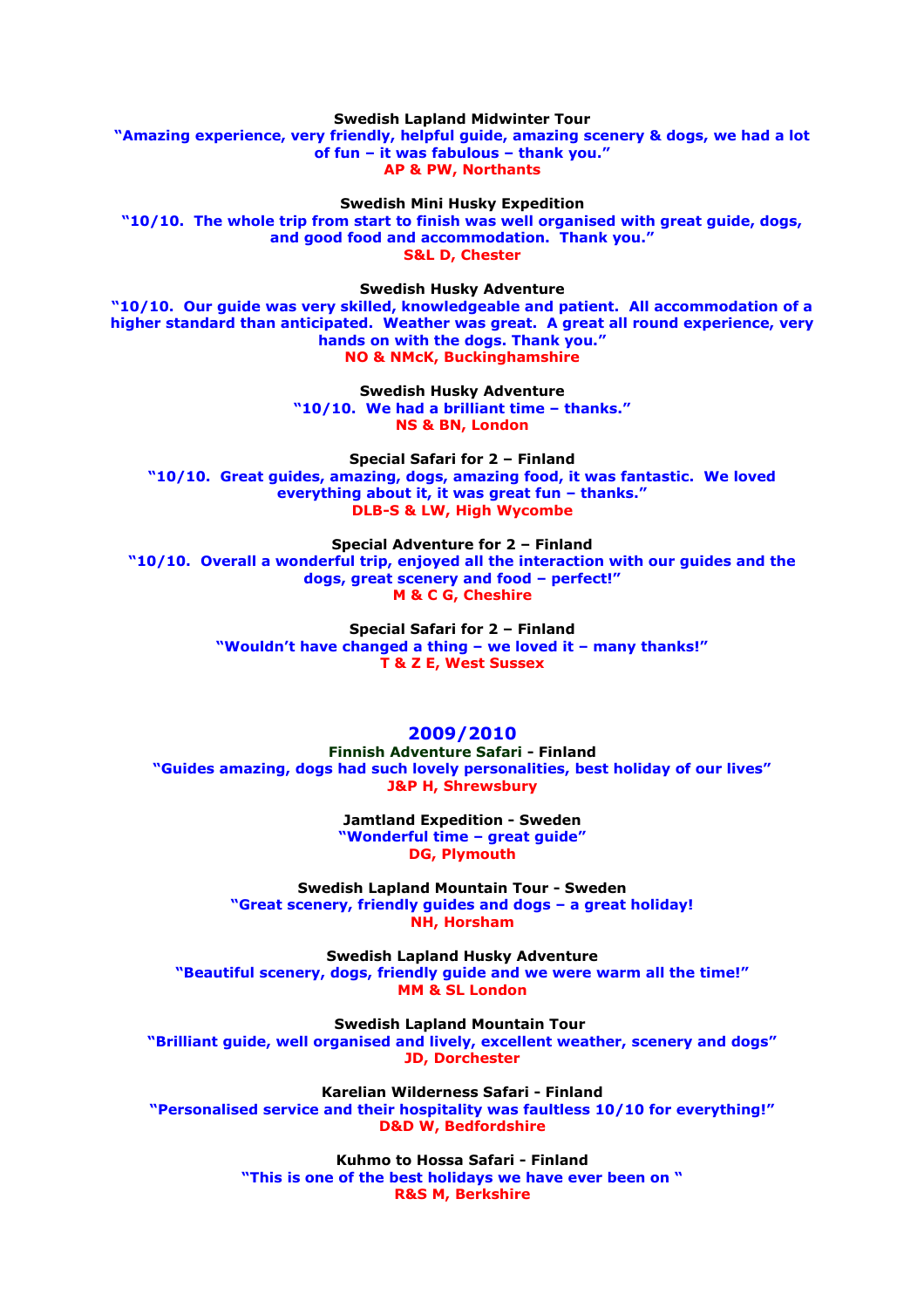**Swedish Lapland Midwinter Tour**
**"Amazing experience, very friendly, helpful guide, amazing scenery & dogs, we had a lot of fun – it was fabulous – thank you."**
**AP & PW, Northants**

**Swedish Mini Husky Expedition**
**"10/10. The whole trip from start to finish was well organised with great guide, dogs, and good food and accommodation. Thank you."**
**S&L D, Chester**

**Swedish Husky Adventure**
**"10/10. Our guide was very skilled, knowledgeable and patient. All accommodation of a higher standard than anticipated. Weather was great. A great all round experience, very hands on with the dogs. Thank you."**
**NO & NMcK, Buckinghamshire**

**Swedish Husky Adventure**
**"10/10. We had a brilliant time – thanks."**
**NS & BN, London**

**Special Safari for 2 – Finland**
**"10/10. Great guides, amazing, dogs, amazing food, it was fantastic. We loved everything about it, it was great fun – thanks."**
**DLB-S & LW, High Wycombe**

**Special Adventure for 2 – Finland**
**"10/10. Overall a wonderful trip, enjoyed all the interaction with our guides and the dogs, great scenery and food – perfect!"**
**M & C G, Cheshire**

**Special Safari for 2 – Finland**
**"Wouldn't have changed a thing – we loved it – many thanks!"**
**T & Z E, West Sussex**

## 2009/2010

**Finnish Adventure Safari - Finland**
**"Guides amazing, dogs had such lovely personalities, best holiday of our lives"**
**J&P H, Shrewsbury**

**Jamtland Expedition - Sweden**
**"Wonderful time – great guide"**
**DG, Plymouth**

**Swedish Lapland Mountain Tour - Sweden**
**"Great scenery, friendly guides and dogs – a great holiday!**
**NH, Horsham**

**Swedish Lapland Husky Adventure**
**"Beautiful scenery, dogs, friendly guide and we were warm all the time!"**
**MM & SL London**

**Swedish Lapland Mountain Tour**
**"Brilliant guide, well organised and lively, excellent weather, scenery and dogs"**
**JD, Dorchester**

**Karelian Wilderness Safari - Finland**
**"Personalised service and their hospitality was faultless 10/10 for everything!"**
**D&D W, Bedfordshire**

**Kuhmo to Hossa Safari - Finland**
**"This is one of the best holidays we have ever been on "**
**R&S M, Berkshire**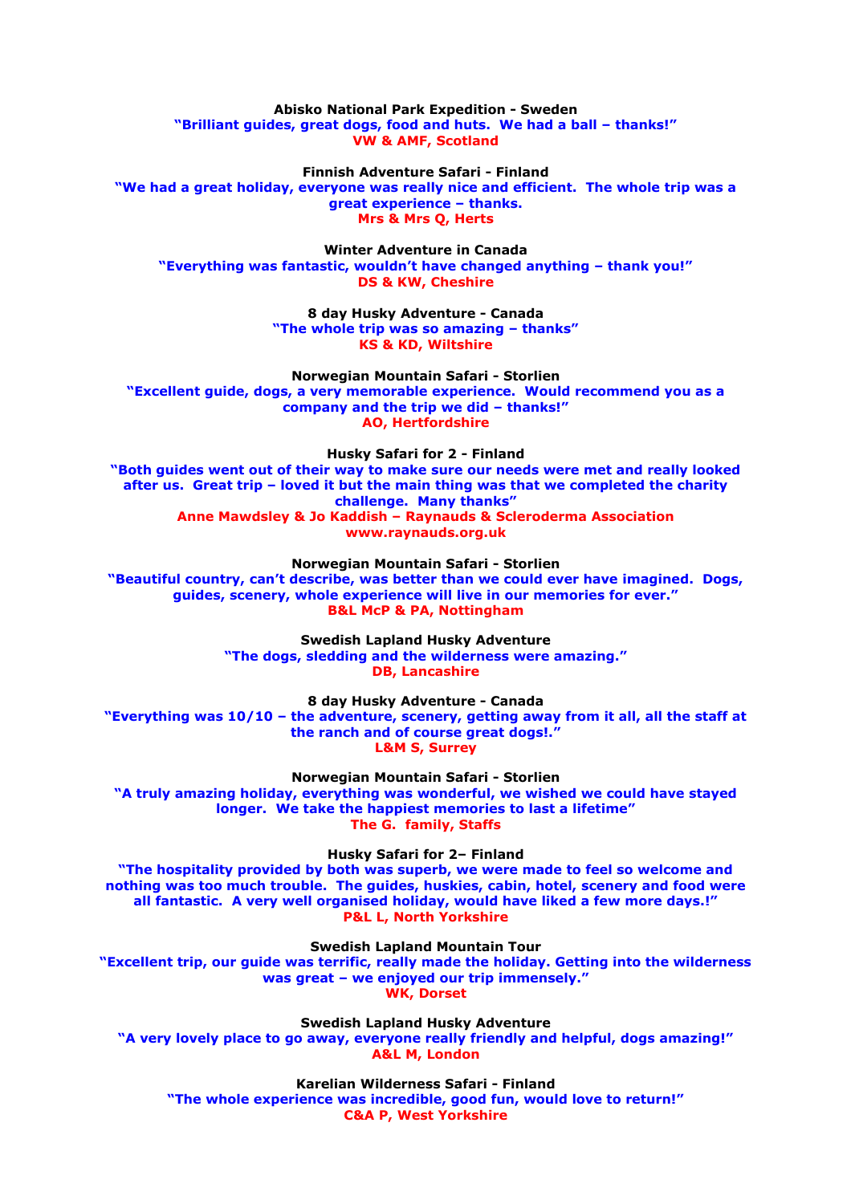**Abisko National Park Expedition - Sweden**
**"Brilliant guides, great dogs, food and huts. We had a ball – thanks!"**
**VW & AMF, Scotland**

**Finnish Adventure Safari - Finland**
**"We had a great holiday, everyone was really nice and efficient. The whole trip was a great experience – thanks.**
**Mrs & Mrs Q, Herts**

**Winter Adventure in Canada**
**"Everything was fantastic, wouldn't have changed anything – thank you!"**
**DS & KW, Cheshire**

**8 day Husky Adventure - Canada**
**"The whole trip was so amazing – thanks"**
**KS & KD, Wiltshire**

**Norwegian Mountain Safari - Storlien**
**"Excellent guide, dogs, a very memorable experience. Would recommend you as a company and the trip we did – thanks!"**
**AO, Hertfordshire**

**Husky Safari for 2 - Finland**
**"Both guides went out of their way to make sure our needs were met and really looked after us. Great trip – loved it but the main thing was that we completed the charity challenge. Many thanks"**
**Anne Mawdsley & Jo Kaddish – Raynauds & Scleroderma Association**
**www.raynauds.org.uk**

**Norwegian Mountain Safari - Storlien**
**"Beautiful country, can't describe, was better than we could ever have imagined. Dogs, guides, scenery, whole experience will live in our memories for ever."**
**B&L McP & PA, Nottingham**

**Swedish Lapland Husky Adventure**
**"The dogs, sledding and the wilderness were amazing."**
**DB, Lancashire**

**8 day Husky Adventure - Canada**
**"Everything was 10/10 – the adventure, scenery, getting away from it all, all the staff at the ranch and of course great dogs!."**
**L&M S, Surrey**

**Norwegian Mountain Safari - Storlien**
**"A truly amazing holiday, everything was wonderful, we wished we could have stayed longer. We take the happiest memories to last a lifetime"**
**The G. family, Staffs**

**Husky Safari for 2– Finland**
**"The hospitality provided by both was superb, we were made to feel so welcome and nothing was too much trouble. The guides, huskies, cabin, hotel, scenery and food were all fantastic. A very well organised holiday, would have liked a few more days.!"**
**P&L L, North Yorkshire**

**Swedish Lapland Mountain Tour**
**"Excellent trip, our guide was terrific, really made the holiday. Getting into the wilderness was great – we enjoyed our trip immensely."**
**WK, Dorset**

**Swedish Lapland Husky Adventure**
**"A very lovely place to go away, everyone really friendly and helpful, dogs amazing!"**
**A&L M, London**

**Karelian Wilderness Safari - Finland**
**"The whole experience was incredible, good fun, would love to return!"**
**C&A P, West Yorkshire**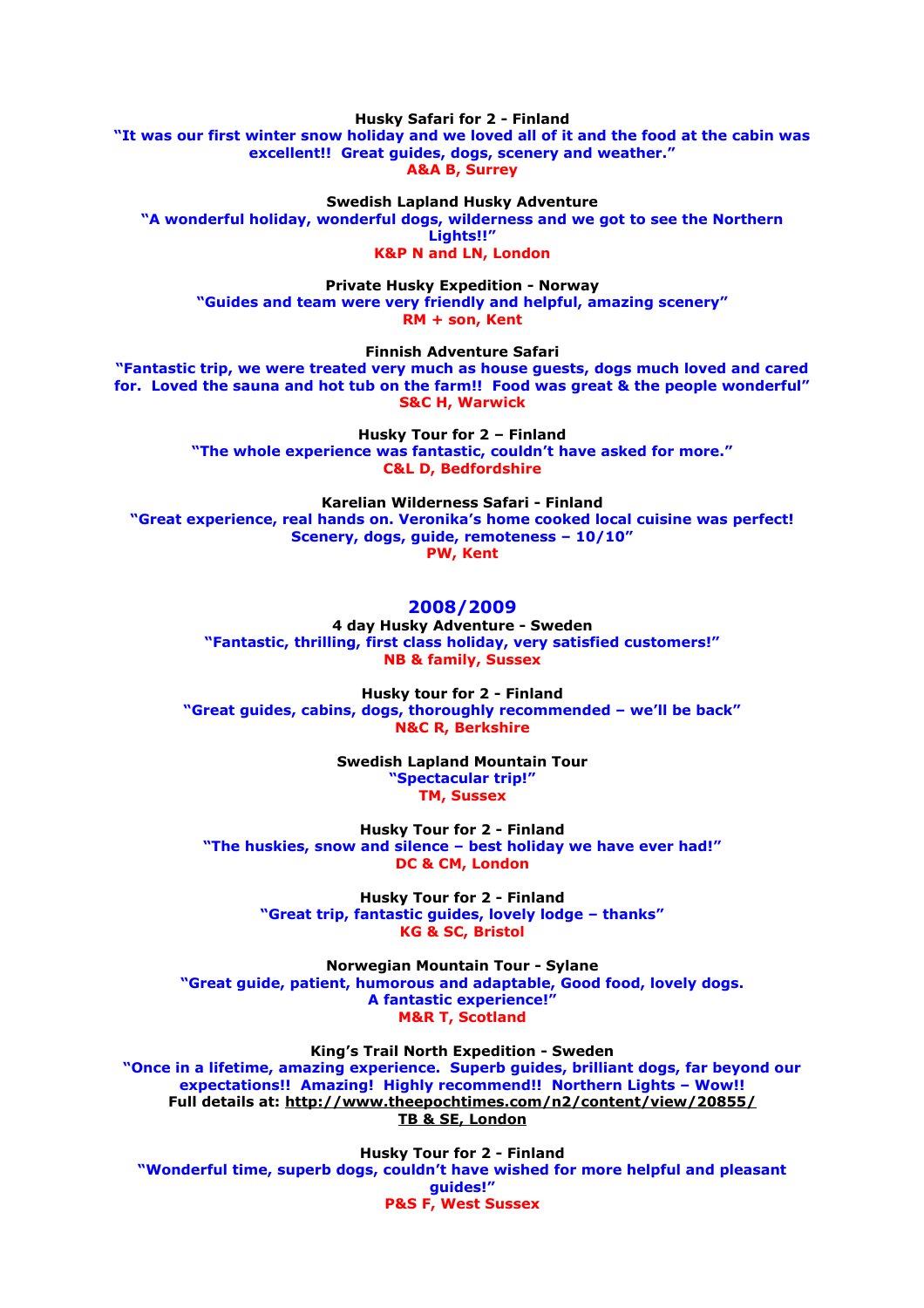**Husky Safari for 2 - Finland**
**"It was our first winter snow holiday and we loved all of it and the food at the cabin was excellent!! Great guides, dogs, scenery and weather."**
**A&A B, Surrey**

**Swedish Lapland Husky Adventure**
**"A wonderful holiday, wonderful dogs, wilderness and we got to see the Northern Lights!!"**
**K&P N and LN, London**

**Private Husky Expedition - Norway**
**"Guides and team were very friendly and helpful, amazing scenery"**
**RM + son, Kent**

**Finnish Adventure Safari**
**"Fantastic trip, we were treated very much as house guests, dogs much loved and cared for. Loved the sauna and hot tub on the farm!! Food was great & the people wonderful"**
**S&C H, Warwick**

**Husky Tour for 2 – Finland**
**"The whole experience was fantastic, couldn't have asked for more."**
**C&L D, Bedfordshire**

**Karelian Wilderness Safari - Finland**
**"Great experience, real hands on. Veronika's home cooked local cuisine was perfect! Scenery, dogs, guide, remoteness – 10/10"**
**PW, Kent**

## 2008/2009

**4 day Husky Adventure - Sweden**
**"Fantastic, thrilling, first class holiday, very satisfied customers!"**
**NB & family, Sussex**

**Husky tour for 2 - Finland**
**"Great guides, cabins, dogs, thoroughly recommended – we'll be back"**
**N&C R, Berkshire**

**Swedish Lapland Mountain Tour**
**"Spectacular trip!"**
**TM, Sussex**

**Husky Tour for 2 - Finland**
**"The huskies, snow and silence – best holiday we have ever had!"**
**DC & CM, London**

**Husky Tour for 2 - Finland**
**"Great trip, fantastic guides, lovely lodge – thanks"**
**KG & SC, Bristol**

**Norwegian Mountain Tour - Sylane**
**"Great guide, patient, humorous and adaptable, Good food, lovely dogs. A fantastic experience!"**
**M&R T, Scotland**

**King's Trail North Expedition - Sweden**
**"Once in a lifetime, amazing experience. Superb guides, brilliant dogs, far beyond our expectations!! Amazing! Highly recommend!! Northern Lights – Wow!!**
**Full details at: http://www.theepochtimes.com/n2/content/view/20855/**
**TB & SE, London**

**Husky Tour for 2 - Finland**
**"Wonderful time, superb dogs, couldn't have wished for more helpful and pleasant guides!"**
**P&S F, West Sussex**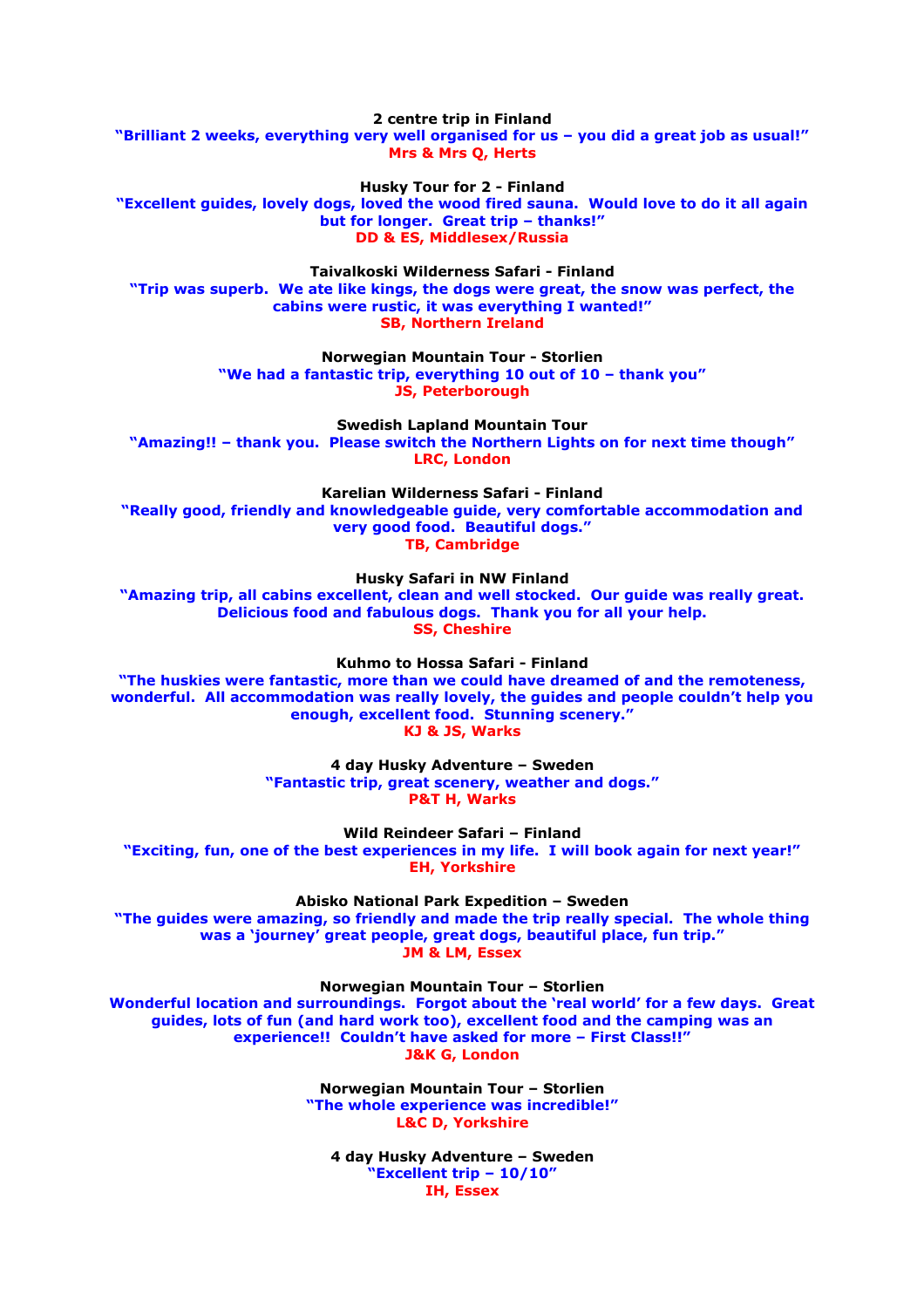**2 centre trip in Finland**
**"Brilliant 2 weeks, everything very well organised for us – you did a great job as usual!"**
**Mrs & Mrs Q, Herts**

**Husky Tour for 2 - Finland**
**"Excellent guides, lovely dogs, loved the wood fired sauna. Would love to do it all again but for longer. Great trip – thanks!"**
**DD & ES, Middlesex/Russia**

**Taivalkoski Wilderness Safari - Finland**
**"Trip was superb. We ate like kings, the dogs were great, the snow was perfect, the cabins were rustic, it was everything I wanted!"**
**SB, Northern Ireland**

**Norwegian Mountain Tour - Storlien**
**"We had a fantastic trip, everything 10 out of 10 – thank you"**
**JS, Peterborough**

**Swedish Lapland Mountain Tour**
**"Amazing!! – thank you. Please switch the Northern Lights on for next time though"**
**LRC, London**

**Karelian Wilderness Safari - Finland**
**"Really good, friendly and knowledgeable guide, very comfortable accommodation and very good food. Beautiful dogs."**
**TB, Cambridge**

**Husky Safari in NW Finland**
**"Amazing trip, all cabins excellent, clean and well stocked. Our guide was really great. Delicious food and fabulous dogs. Thank you for all your help.**
**SS, Cheshire**

**Kuhmo to Hossa Safari - Finland**
**"The huskies were fantastic, more than we could have dreamed of and the remoteness, wonderful. All accommodation was really lovely, the guides and people couldn't help you enough, excellent food. Stunning scenery."**
**KJ & JS, Warks**

**4 day Husky Adventure – Sweden**
**"Fantastic trip, great scenery, weather and dogs."**
**P&T H, Warks**

**Wild Reindeer Safari – Finland**
**"Exciting, fun, one of the best experiences in my life. I will book again for next year!"**
**EH, Yorkshire**

**Abisko National Park Expedition – Sweden**
**"The guides were amazing, so friendly and made the trip really special. The whole thing was a 'journey' great people, great dogs, beautiful place, fun trip."**
**JM & LM, Essex**

**Norwegian Mountain Tour – Storlien**
**Wonderful location and surroundings. Forgot about the 'real world' for a few days. Great guides, lots of fun (and hard work too), excellent food and the camping was an experience!! Couldn't have asked for more – First Class!!"**
**J&K G, London**

**Norwegian Mountain Tour – Storlien**
**"The whole experience was incredible!"**
**L&C D, Yorkshire**

**4 day Husky Adventure – Sweden**
**"Excellent trip – 10/10"**
**IH, Essex**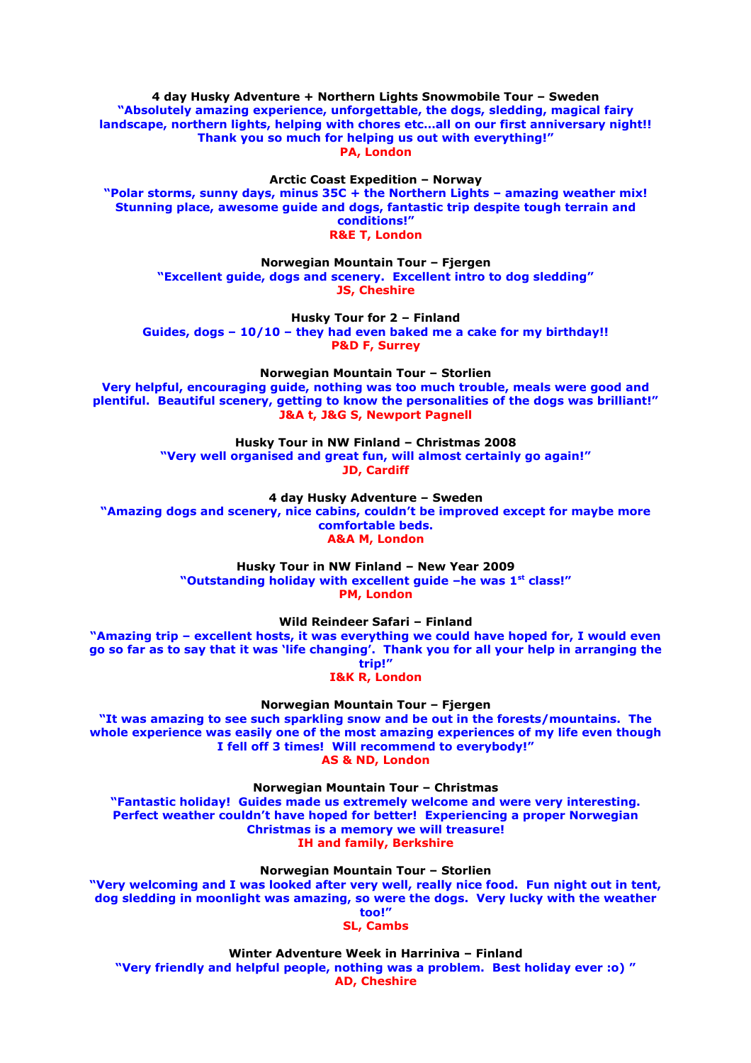**4 day Husky Adventure + Northern Lights Snowmobile Tour – Sweden**
**"Absolutely amazing experience, unforgettable, the dogs, sledding, magical fairy landscape, northern lights, helping with chores etc...all on our first anniversary night!! Thank you so much for helping us out with everything!"**
**PA, London**

**Arctic Coast Expedition – Norway**
**"Polar storms, sunny days, minus 35C + the Northern Lights – amazing weather mix! Stunning place, awesome guide and dogs, fantastic trip despite tough terrain and conditions!"**
**R&E T, London**

**Norwegian Mountain Tour – Fjergen**
**"Excellent guide, dogs and scenery. Excellent intro to dog sledding"**
**JS, Cheshire**

**Husky Tour for 2 – Finland**
**Guides, dogs – 10/10 – they had even baked me a cake for my birthday!!**
**P&D F, Surrey**

**Norwegian Mountain Tour – Storlien**
**Very helpful, encouraging guide, nothing was too much trouble, meals were good and plentiful. Beautiful scenery, getting to know the personalities of the dogs was brilliant!"**
**J&A t, J&G S, Newport Pagnell**

**Husky Tour in NW Finland – Christmas 2008**
**"Very well organised and great fun, will almost certainly go again!"**
**JD, Cardiff**

**4 day Husky Adventure – Sweden**
**"Amazing dogs and scenery, nice cabins, couldn't be improved except for maybe more comfortable beds.**
**A&A M, London**

**Husky Tour in NW Finland – New Year 2009**
**"Outstanding holiday with excellent guide –he was 1st class!"**
**PM, London**

**Wild Reindeer Safari – Finland**
**"Amazing trip – excellent hosts, it was everything we could have hoped for, I would even go so far as to say that it was 'life changing'. Thank you for all your help in arranging the trip!"**
**I&K R, London**

**Norwegian Mountain Tour – Fjergen**
**"It was amazing to see such sparkling snow and be out in the forests/mountains. The whole experience was easily one of the most amazing experiences of my life even though I fell off 3 times! Will recommend to everybody!"**
**AS & ND, London**

**Norwegian Mountain Tour – Christmas**
**"Fantastic holiday! Guides made us extremely welcome and were very interesting. Perfect weather couldn't have hoped for better! Experiencing a proper Norwegian Christmas is a memory we will treasure!**
**IH and family, Berkshire**

**Norwegian Mountain Tour – Storlien**
**"Very welcoming and I was looked after very well, really nice food. Fun night out in tent, dog sledding in moonlight was amazing, so were the dogs. Very lucky with the weather too!"**
**SL, Cambs**

**Winter Adventure Week in Harriniva – Finland**
**"Very friendly and helpful people, nothing was a problem. Best holiday ever :o) "**
**AD, Cheshire**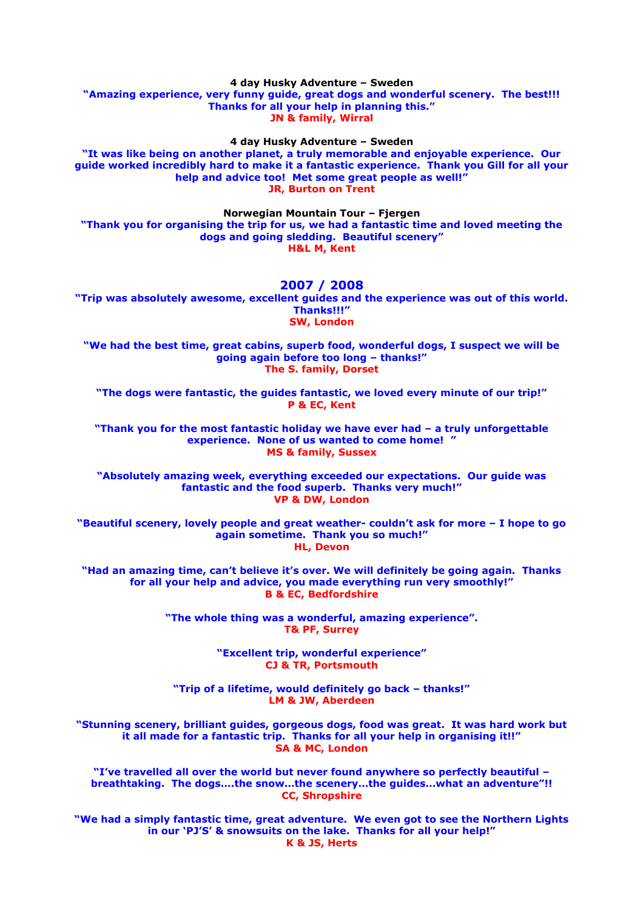**4 day Husky Adventure – Sweden**

**"Amazing experience, very funny guide, great dogs and wonderful scenery. The best!!! Thanks for all your help in planning this."**

**JN & family, Wirral**

**4 day Husky Adventure – Sweden**

**"It was like being on another planet, a truly memorable and enjoyable experience. Our guide worked incredibly hard to make it a fantastic experience. Thank you Gill for all your help and advice too! Met some great people as well!"**

**JR, Burton on Trent**

**Norwegian Mountain Tour – Fjergen**

**"Thank you for organising the trip for us, we had a fantastic time and loved meeting the dogs and going sledding. Beautiful scenery"**

**H&L M, Kent**

## 2007 / 2008

**"Trip was absolutely awesome, excellent guides and the experience was out of this world. Thanks!!!"**

**SW, London**

**"We had the best time, great cabins, superb food, wonderful dogs, I suspect we will be going again before too long – thanks!"**

**The S. family, Dorset**

**"The dogs were fantastic, the guides fantastic, we loved every minute of our trip!"**

**P & EC, Kent**

**"Thank you for the most fantastic holiday we have ever had – a truly unforgettable experience. None of us wanted to come home! "**

**MS & family, Sussex**

**"Absolutely amazing week, everything exceeded our expectations. Our guide was fantastic and the food superb. Thanks very much!"**

**VP & DW, London**

**"Beautiful scenery, lovely people and great weather- couldn't ask for more – I hope to go again sometime. Thank you so much!"**

**HL, Devon**

**"Had an amazing time, can't believe it's over. We will definitely be going again. Thanks for all your help and advice, you made everything run very smoothly!"**

**B & EC, Bedfordshire**

**"The whole thing was a wonderful, amazing experience".**

**T& PF, Surrey**

**"Excellent trip, wonderful experience"**

**CJ & TR, Portsmouth**

**"Trip of a lifetime, would definitely go back – thanks!"**

**LM & JW, Aberdeen**

**"Stunning scenery, brilliant guides, gorgeous dogs, food was great. It was hard work but it all made for a fantastic trip. Thanks for all your help in organising it!!"**

**SA & MC, London**

**"I've travelled all over the world but never found anywhere so perfectly beautiful – breathtaking. The dogs….the snow…the scenery…the guides…what an adventure"!!**

**CC, Shropshire**

**"We had a simply fantastic time, great adventure. We even got to see the Northern Lights in our 'PJ'S' & snowsuits on the lake. Thanks for all your help!"**

**K & JS, Herts**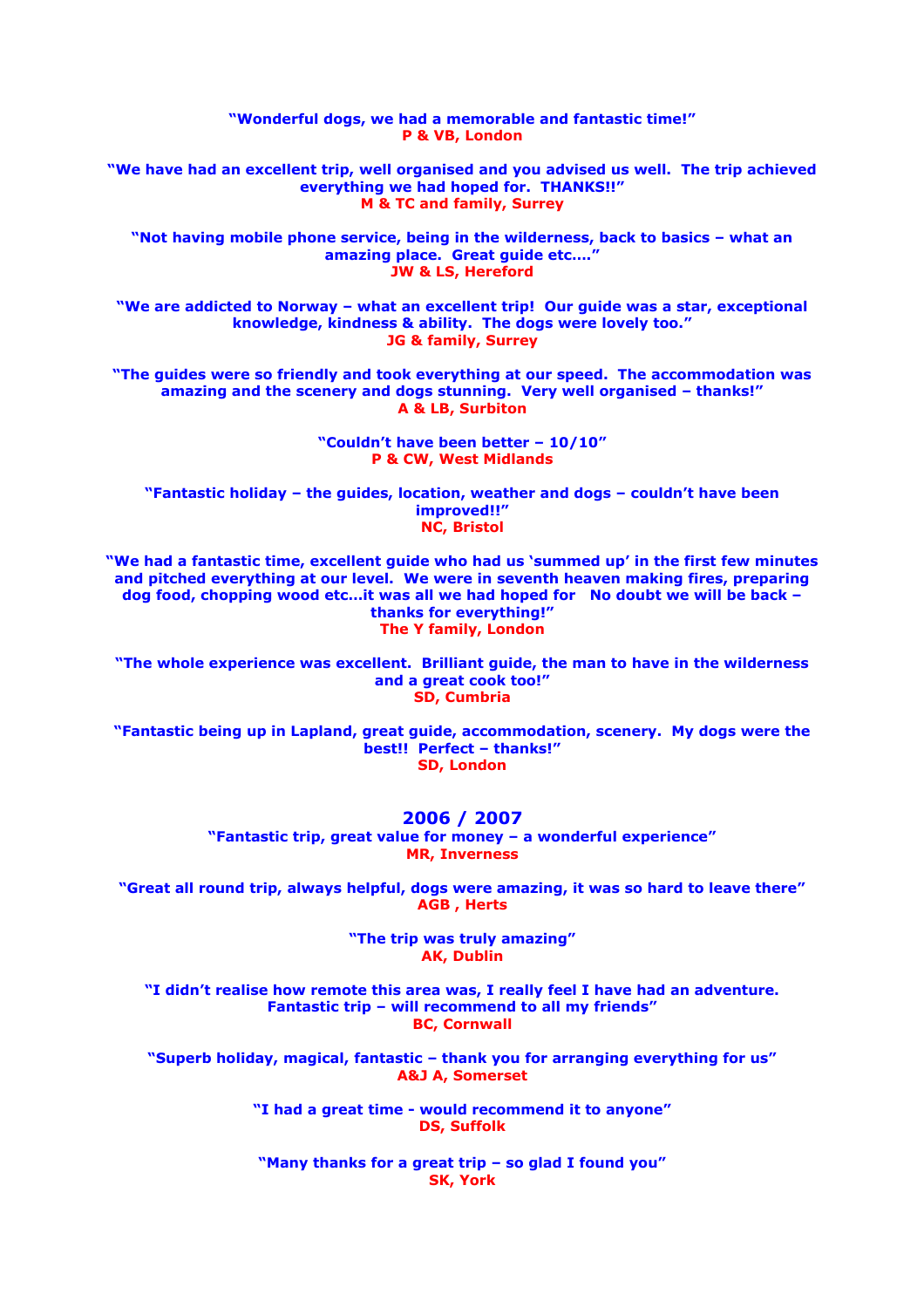**"Wonderful dogs, we had a memorable and fantastic time!"**
**P & VB, London**

**"We have had an excellent trip, well organised and you advised us well. The trip achieved everything we had hoped for. THANKS!!"**
**M & TC and family, Surrey**

**"Not having mobile phone service, being in the wilderness, back to basics – what an amazing place. Great guide etc…."**
**JW & LS, Hereford**

**"We are addicted to Norway – what an excellent trip! Our guide was a star, exceptional knowledge, kindness & ability. The dogs were lovely too."**
**JG & family, Surrey**

**"The guides were so friendly and took everything at our speed. The accommodation was amazing and the scenery and dogs stunning. Very well organised – thanks!"**
**A & LB, Surbiton**

**"Couldn't have been better – 10/10"**
**P & CW, West Midlands**

**"Fantastic holiday – the guides, location, weather and dogs – couldn't have been improved!!"**
**NC, Bristol**

**"We had a fantastic time, excellent guide who had us 'summed up' in the first few minutes and pitched everything at our level. We were in seventh heaven making fires, preparing dog food, chopping wood etc…it was all we had hoped for No doubt we will be back – thanks for everything!"**
**The Y family, London**

**"The whole experience was excellent. Brilliant guide, the man to have in the wilderness and a great cook too!"**
**SD, Cumbria**

**"Fantastic being up in Lapland, great guide, accommodation, scenery. My dogs were the best!! Perfect – thanks!"**
**SD, London**

## 2006 / 2007

**"Fantastic trip, great value for money – a wonderful experience"**
**MR, Inverness**

**"Great all round trip, always helpful, dogs were amazing, it was so hard to leave there"**
**AGB , Herts**

**"The trip was truly amazing"**
**AK, Dublin**

**"I didn't realise how remote this area was, I really feel I have had an adventure. Fantastic trip – will recommend to all my friends"**
**BC, Cornwall**

**"Superb holiday, magical, fantastic – thank you for arranging everything for us"**
**A&J A, Somerset**

**"I had a great time - would recommend it to anyone"**
**DS, Suffolk**

**"Many thanks for a great trip – so glad I found you"**
**SK, York**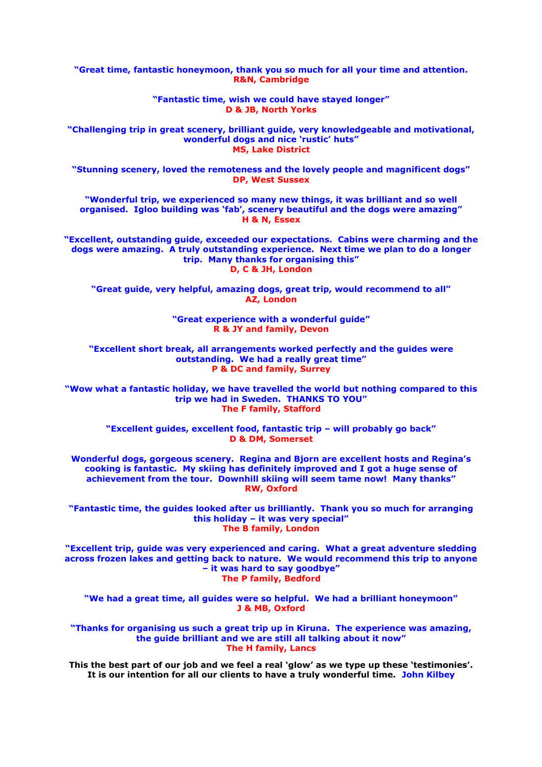**"Great time, fantastic honeymoon, thank you so much for all your time and attention.**
**R&N, Cambridge**

**"Fantastic time, wish we could have stayed longer"**
**D & JB, North Yorks**

**"Challenging trip in great scenery, brilliant guide, very knowledgeable and motivational, wonderful dogs and nice 'rustic' huts"**
**MS, Lake District**

**"Stunning scenery, loved the remoteness and the lovely people and magnificent dogs"**
**DP, West Sussex**

**"Wonderful trip, we experienced so many new things, it was brilliant and so well organised. Igloo building was 'fab', scenery beautiful and the dogs were amazing"**
**H & N, Essex**

**"Excellent, outstanding guide, exceeded our expectations. Cabins were charming and the dogs were amazing. A truly outstanding experience. Next time we plan to do a longer trip. Many thanks for organising this"**
**D, C & JH, London**

**"Great guide, very helpful, amazing dogs, great trip, would recommend to all"**
**AZ, London**

**"Great experience with a wonderful guide"**
**R & JY and family, Devon**

**"Excellent short break, all arrangements worked perfectly and the guides were outstanding. We had a really great time"**
**P & DC and family, Surrey**

**"Wow what a fantastic holiday, we have travelled the world but nothing compared to this trip we had in Sweden. THANKS TO YOU"**
**The F family, Stafford**

**"Excellent guides, excellent food, fantastic trip – will probably go back"**
**D & DM, Somerset**

**Wonderful dogs, gorgeous scenery. Regina and Bjorn are excellent hosts and Regina's cooking is fantastic. My skiing has definitely improved and I got a huge sense of achievement from the tour. Downhill skiing will seem tame now! Many thanks"**
**RW, Oxford**

**"Fantastic time, the guides looked after us brilliantly. Thank you so much for arranging this holiday – it was very special"**
**The B family, London**

**"Excellent trip, guide was very experienced and caring. What a great adventure sledding across frozen lakes and getting back to nature. We would recommend this trip to anyone – it was hard to say goodbye"**
**The P family, Bedford**

**"We had a great time, all guides were so helpful. We had a brilliant honeymoon"**
**J & MB, Oxford**

**"Thanks for organising us such a great trip up in Kiruna. The experience was amazing, the guide brilliant and we are still all talking about it now"**
**The H family, Lancs**

**This the best part of our job and we feel a real 'glow' as we type up these 'testimonies'. It is our intention for all our clients to have a truly wonderful time. John Kilbey**